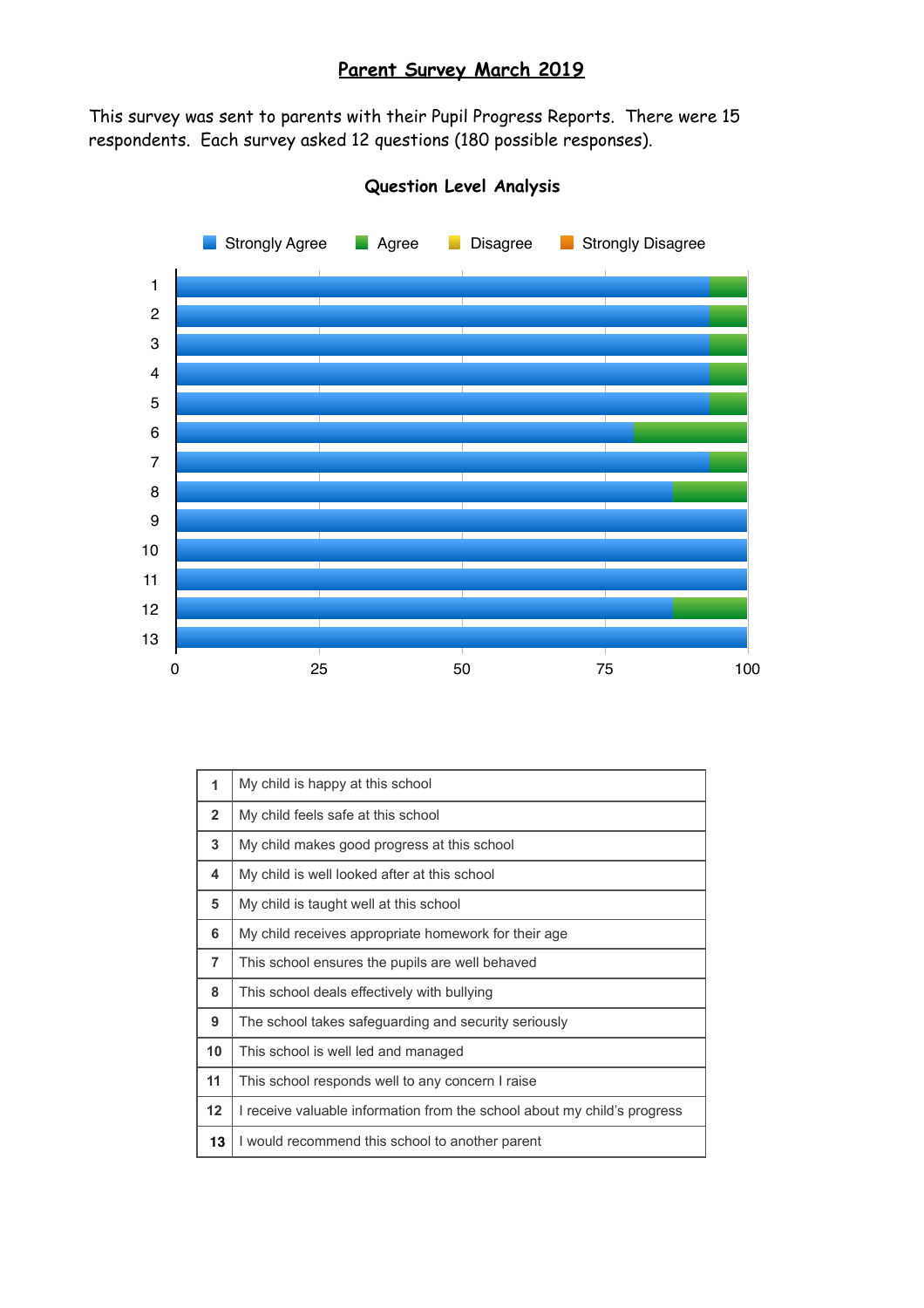# Parent Survey March 2019

This survey was sent to parents with their Pupil Progress Reports. There were 15 respondents. Each survey asked 12 questions (180 possible responses).

## Question Level Analysis

Strongly Agree
Agree
Disagree
Strongly Disagree

1
2
3
4
5
6
7
8
9
10
11
12
13

0
25
50
75
100

| | |
|---|---|
| **1** | My child is happy at this school |
| **2** | My child feels safe at this school |
| **3** | My child makes good progress at this school |
| **4** | My child is well looked after at this school |
| **5** | My child is taught well at this school |
| **6** | My child receives appropriate homework for their age |
| **7** | This school ensures the pupils are well behaved |
| **8** | This school deals effectively with bullying |
| **9** | The school takes safeguarding and security seriously |
| **10** | This school is well led and managed |
| **11** | This school responds well to any concern I raise |
| **12** | I receive valuable information from the school about my child's progress |
| **13** | I would recommend this school to another parent |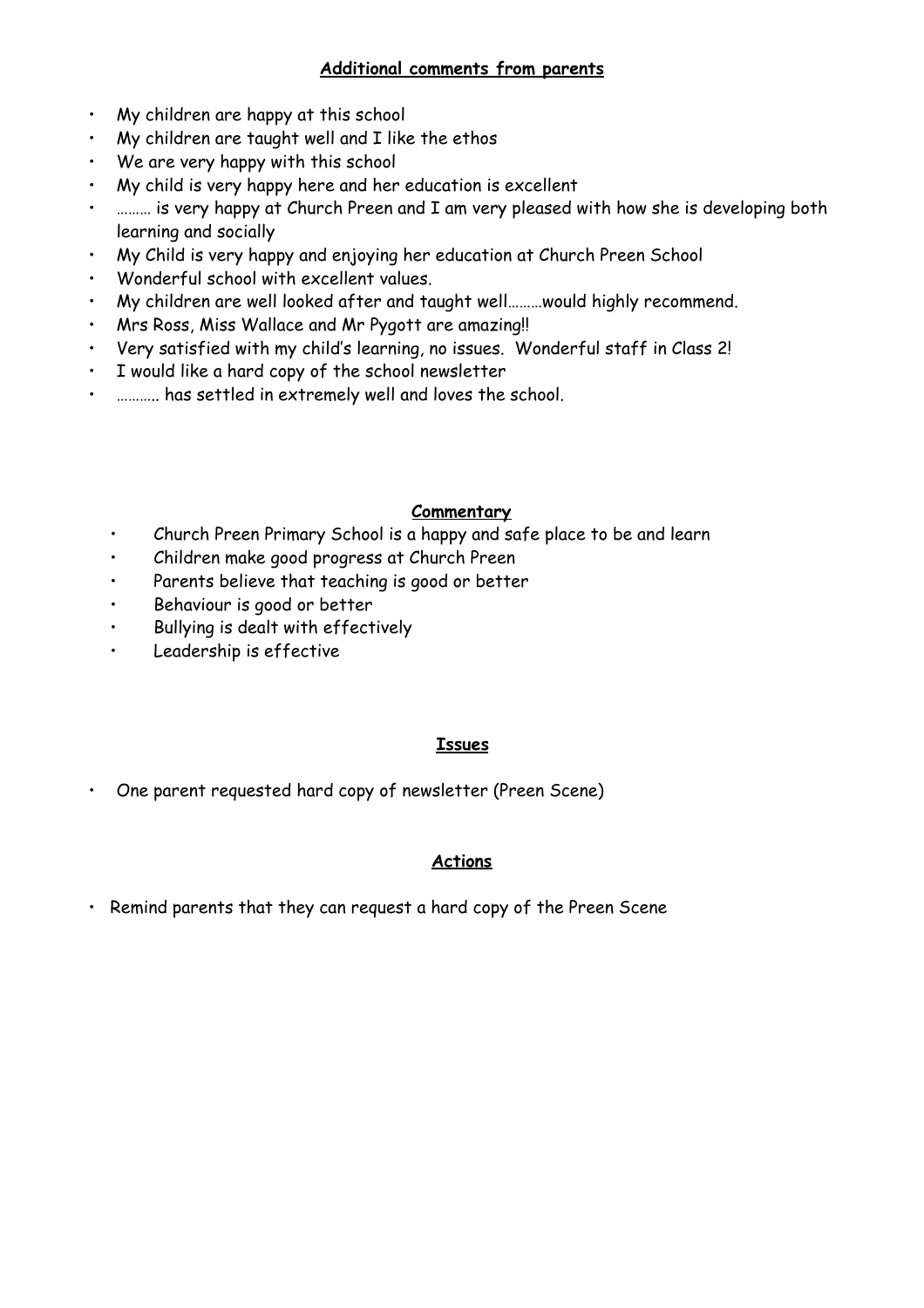## Additional comments from parents

- My children are happy at this school
- My children are taught well and I like the ethos
- We are very happy with this school
- My child is very happy here and her education is excellent
- ……… is very happy at Church Preen and I am very pleased with how she is developing both learning and socially
- My Child is very happy and enjoying her education at Church Preen School
- Wonderful school with excellent values.
- My children are well looked after and taught well………would highly recommend.
- Mrs Ross, Miss Wallace and Mr Pygott are amazing!!
- Very satisfied with my child's learning, no issues. Wonderful staff in Class 2!
- I would like a hard copy of the school newsletter
- ……….. has settled in extremely well and loves the school.

## Commentary

- Church Preen Primary School is a happy and safe place to be and learn
- Children make good progress at Church Preen
- Parents believe that teaching is good or better
- Behaviour is good or better
- Bullying is dealt with effectively
- Leadership is effective

## Issues

- One parent requested hard copy of newsletter (Preen Scene)

## Actions

- Remind parents that they can request a hard copy of the Preen Scene